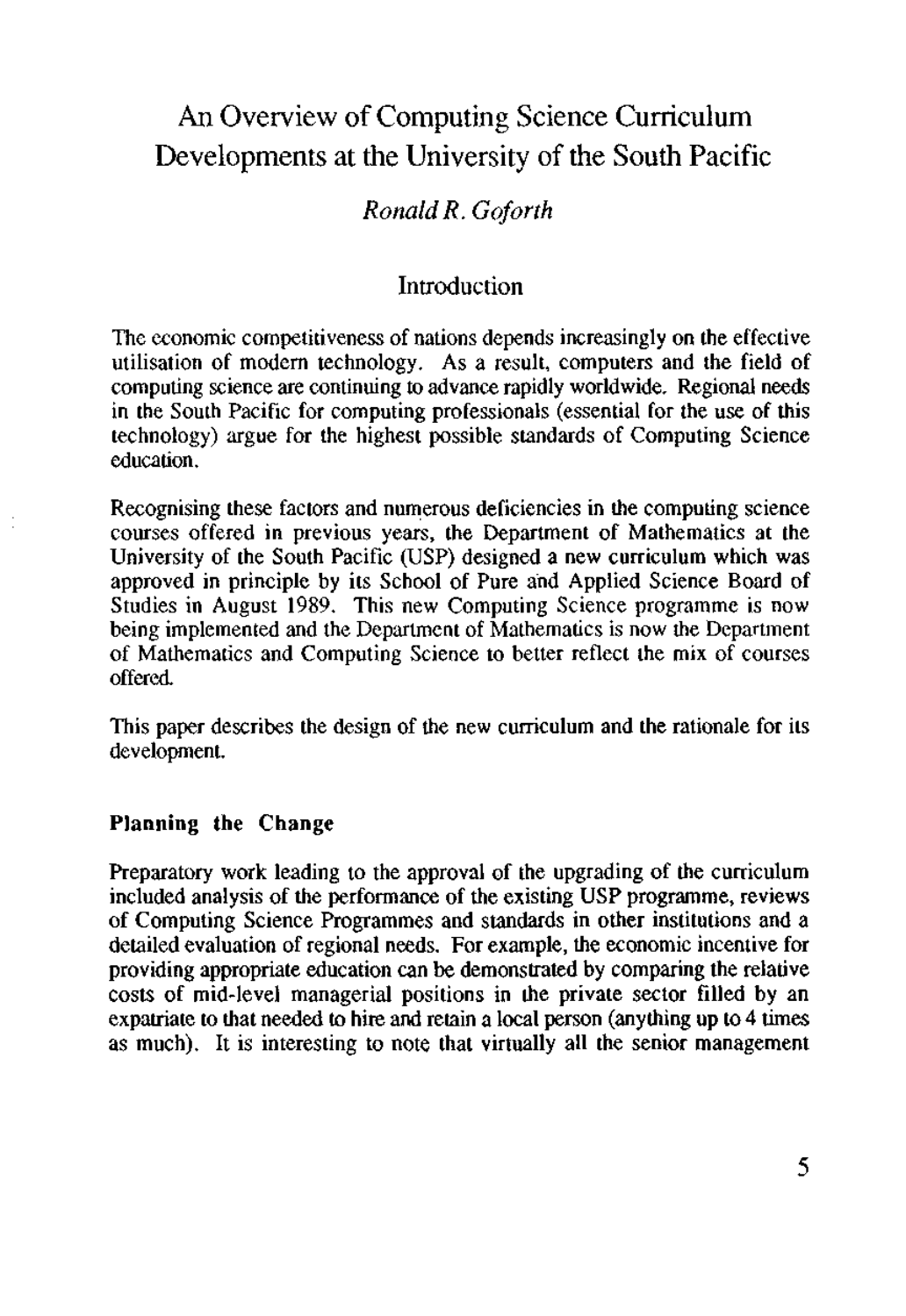# An Overview of Computing Science Curriculum Developments at the University of the South Pacific

*Ronald R. Goforth*

## Introduction

The economic competitiveness of nations depends increasingly on the effective utilisation of modern technology. As a result, computers and the field of computing science are continuing to advance rapidly worldwide. Regional needs in the South Pacific for computing professionals (essential for the use of this technology) argue for the highest possible standards of Computing Science education.

Recognising these factors and numerous deficiencies in the computing science courses offered in previous years, the Department of Mathematics at the University of the South Pacific (USP) designed a new curriculum which was approved in principle by its School of Pure and Applied Science Board of Studies in August 1989. This new Computing Science programme is now being implemented and the Department of Mathematics is now the Department of Mathematics and Computing Science to better reflect the mix of courses offered.

This paper describes the design of the new curriculum and the rationale for its development.

### Planning the Change

Preparatory work leading to the approval of the upgrading of the curriculum included analysis of the performance of the existing USP programme, reviews of Computing Science Programmes and standards in other institutions and a detailed evaluation of regional needs. For example, the economic incentive for providing appropriate education can be demonstrated by comparing the relative costs of mid-level managerial positions in the private sector filled by an expatriate to that needed to hire and retain a local person (anything up to 4 times as much). It is interesting to note that virtually all the senior management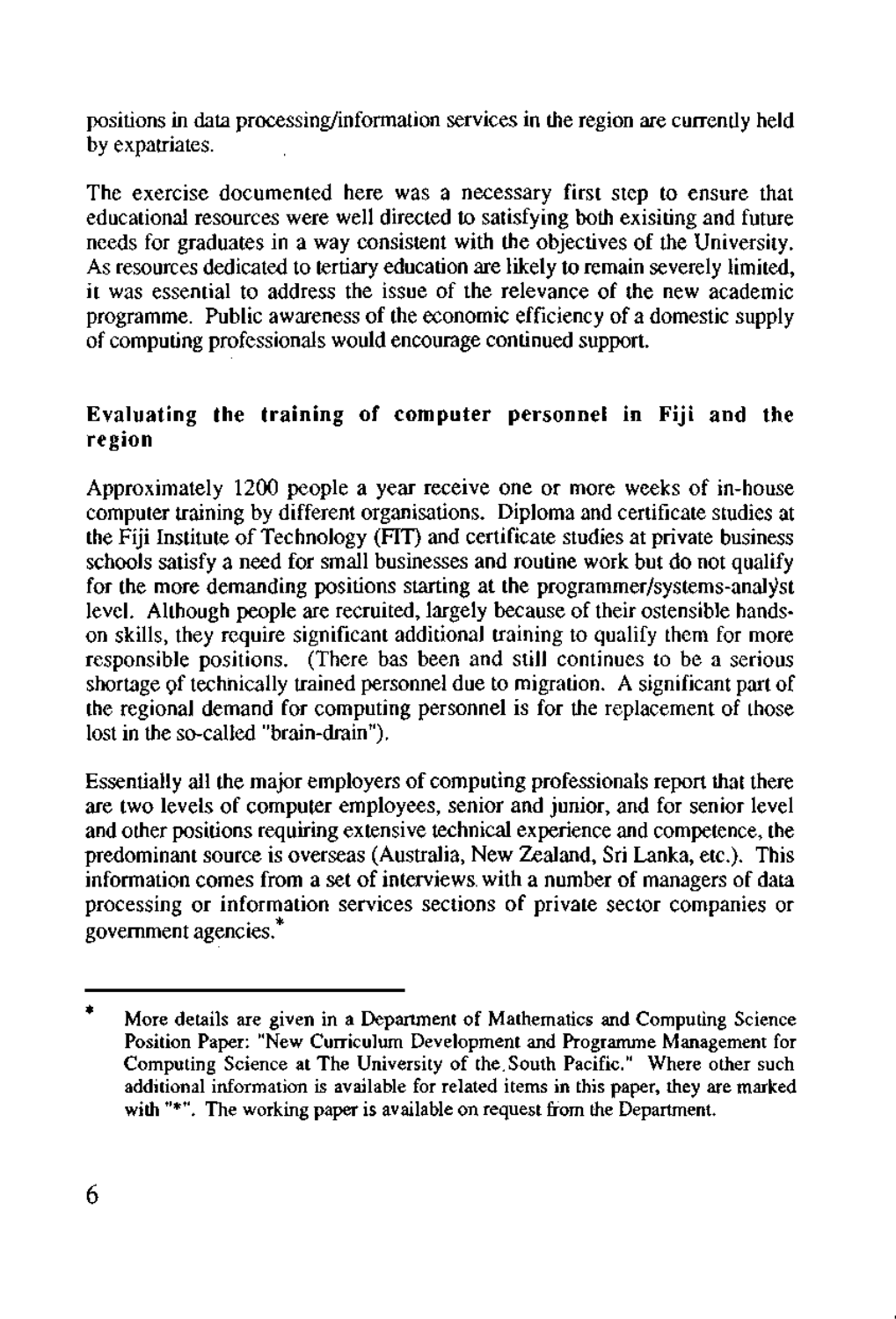positions in data processing/information services in the region are currently held by expatriates.

The exercise documented here was a necessary first step to ensure that educational resources were well directed to satisfying both exisiting and future needs for graduates in a way consistent with the objectives of the University. As resources dedicated to tertiary education are likely to remain severely limited, it was essential to address the issue of the relevance of the new academic programme. Public awareness of the economic efficiency of a domestic supply of computing professionals would encourage continued support.

## Evaluating the training of computer personnel in Fiji and the region

Approximately 1200 people a year receive one or more weeks of in-house computer training by different organisations. Diploma and certificate studies at the Fiji Institute of Technology (FIT) and certificate studies at private business schools satisfy a need for small businesses and routine work but do not qualify for the more demanding positions starting at the programmer/systems-analyst level. Although people are recruited, largely because of their ostensible hands-on skills, they require significant additional training to qualify them for more responsible positions. (There bas been and still continues to be a serious shortage of technically trained personnel due to migration. A significant part of the regional demand for computing personnel is for the replacement of those lost in the so-called "brain-drain").

Essentially all the major employers of computing professionals report that there are two levels of computer employees, senior and junior, and for senior level and other positions requiring extensive technical experience and competence, the predominant source is overseas (Australia, New Zealand, Sri Lanka, etc.). This information comes from a set of interviews with a number of managers of data processing or information services sections of private sector companies or government agencies.*

---

\* More details are given in a Department of Mathematics and Computing Science Position Paper: "New Curriculum Development and Programme Management for Computing Science at The University of the South Pacific." Where other such additional information is available for related items in this paper, they are marked with "*". The working paper is available on request from the Department.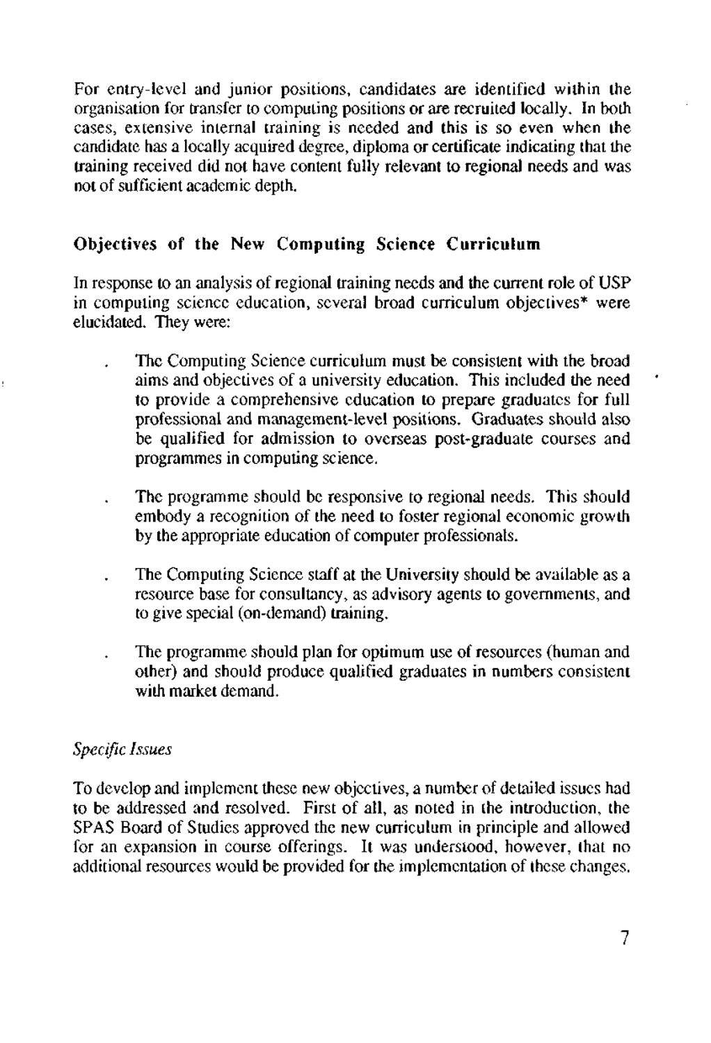For entry-level and junior positions, candidates are identified within the organisation for transfer to computing positions or are recruited locally. In both cases, extensive internal training is needed and this is so even when the candidate has a locally acquired degree, diploma or certificate indicating that the training received did not have content fully relevant to regional needs and was not of sufficient academic depth.

## Objectives of the New Computing Science Curriculum

In response to an analysis of regional training needs and the current role of USP in computing science education, several broad curriculum objectives* were elucidated. They were:

- The Computing Science curriculum must be consistent with the broad aims and objectives of a university education. This included the need to provide a comprehensive education to prepare graduates for full professional and management-level positions. Graduates should also be qualified for admission to overseas post-graduate courses and programmes in computing science.

- The programme should be responsive to regional needs. This should embody a recognition of the need to foster regional economic growth by the appropriate education of computer professionals.

- The Computing Science staff at the University should be available as a resource base for consultancy, as advisory agents to governments, and to give special (on-demand) training.

- The programme should plan for optimum use of resources (human and other) and should produce qualified graduates in numbers consistent with market demand.

### *Specific Issues*

To develop and implement these new objectives, a number of detailed issues had to be addressed and resolved. First of all, as noted in the introduction, the SPAS Board of Studies approved the new curriculum in principle and allowed for an expansion in course offerings. It was understood, however, that no additional resources would be provided for the implementation of these changes.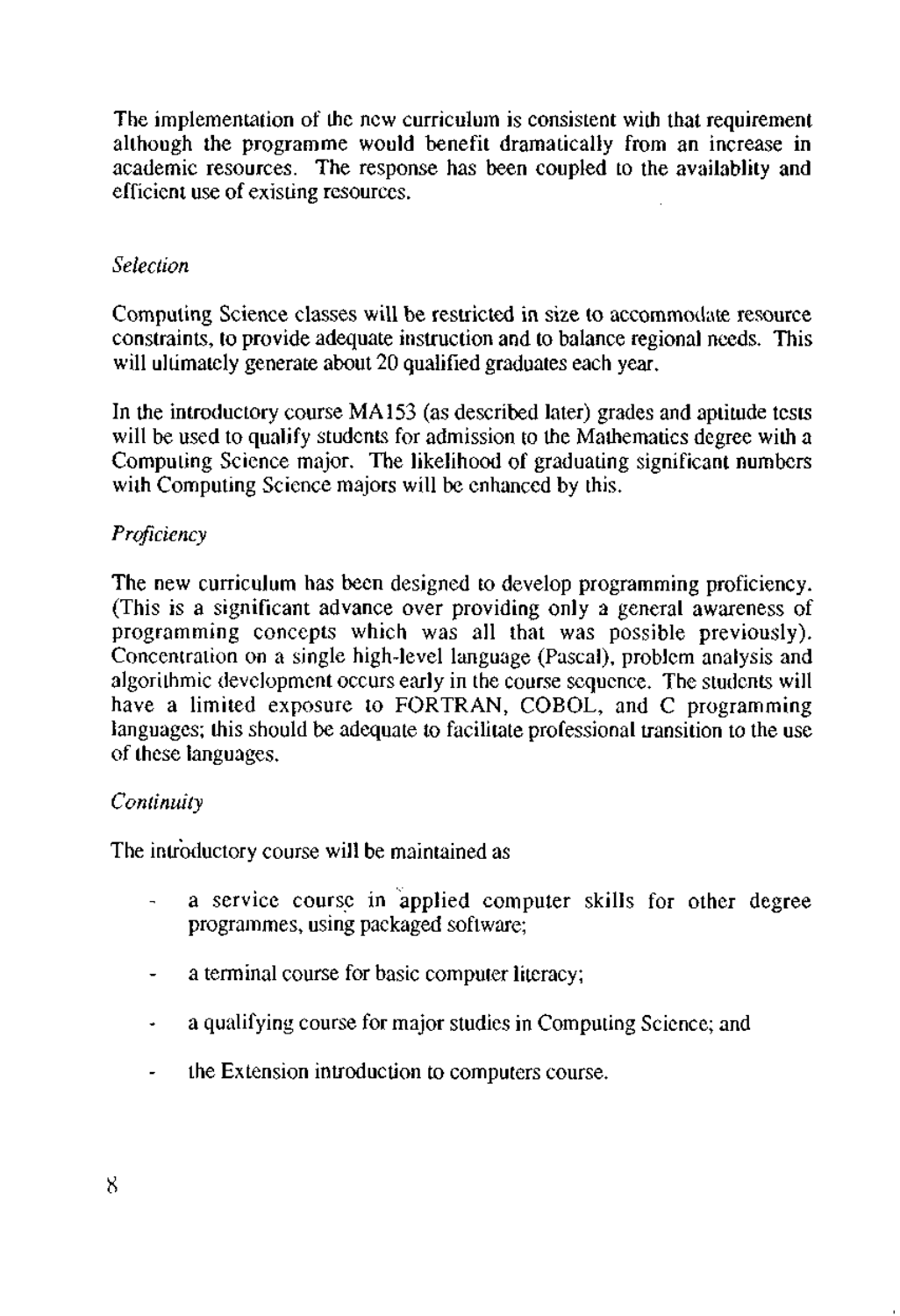The implementation of the new curriculum is consistent with that requirement although the programme would benefit dramatically from an increase in academic resources. The response has been coupled to the availablity and efficient use of existing resources.

*Selection*

Computing Science classes will be restricted in size to accommodate resource constraints, to provide adequate instruction and to balance regional needs. This will ultimately generate about 20 qualified graduates each year.

In the introductory course MA153 (as described later) grades and aptitude tests will be used to qualify students for admission to the Mathematics degree with a Computing Science major. The likelihood of graduating significant numbers with Computing Science majors will be enhanced by this.

*Proficiency*

The new curriculum has been designed to develop programming proficiency. (This is a significant advance over providing only a general awareness of programming concepts which was all that was possible previously). Concentration on a single high-level language (Pascal), problem analysis and algorithmic development occurs early in the course sequence. The students will have a limited exposure to FORTRAN, COBOL, and C programming languages; this should be adequate to facilitate professional transition to the use of these languages.

*Continuity*

The introductory course will be maintained as

- a service course in applied computer skills for other degree programmes, using packaged software;
- a terminal course for basic computer literacy;
- a qualifying course for major studies in Computing Science; and
- the Extension introduction to computers course.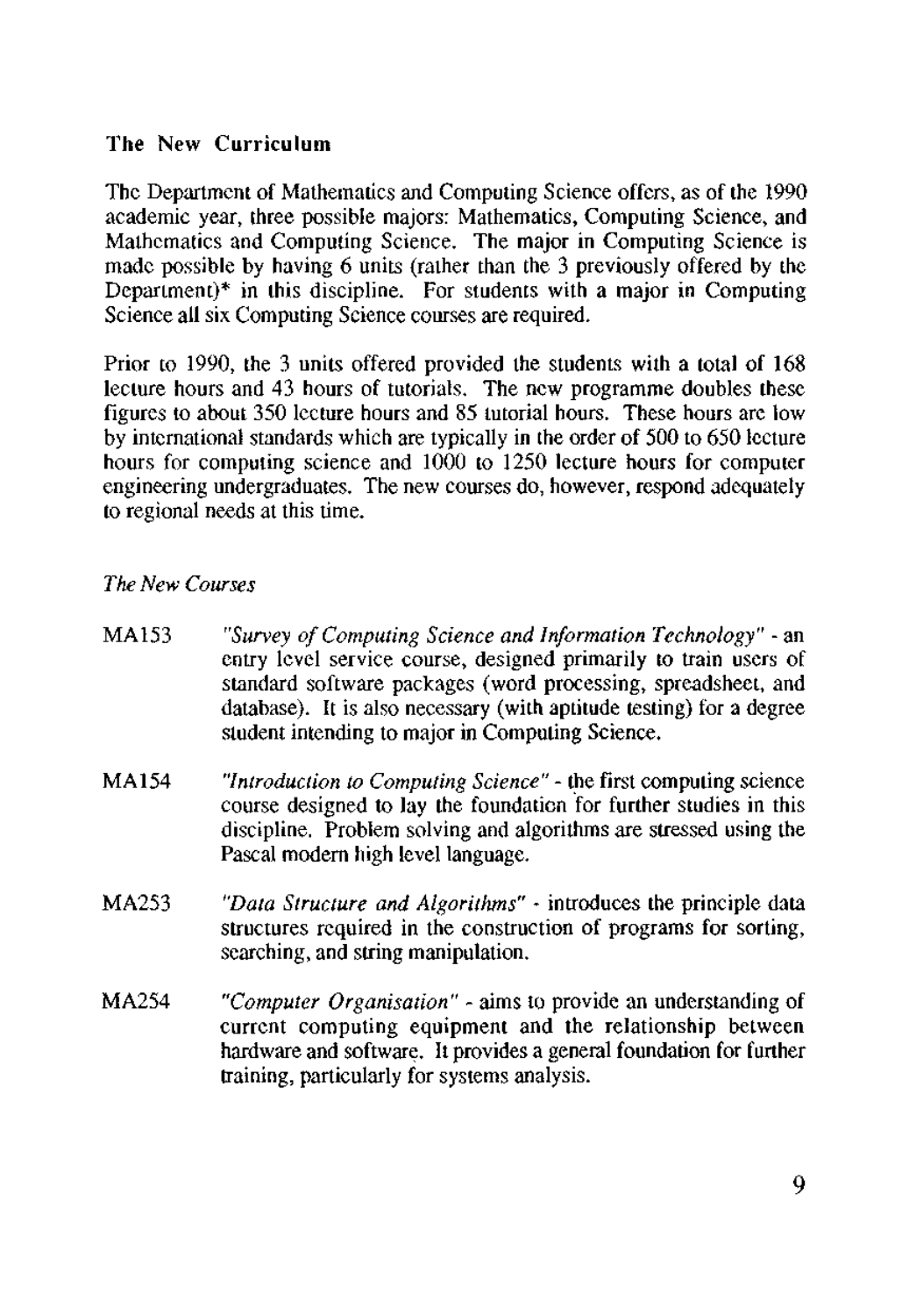### The New Curriculum

The Department of Mathematics and Computing Science offers, as of the 1990 academic year, three possible majors: Mathematics, Computing Science, and Mathematics and Computing Science. The major in Computing Science is made possible by having 6 units (rather than the 3 previously offered by the Department)* in this discipline. For students with a major in Computing Science all six Computing Science courses are required.

Prior to 1990, the 3 units offered provided the students with a total of 168 lecture hours and 43 hours of tutorials. The new programme doubles these figures to about 350 lecture hours and 85 tutorial hours. These hours are low by international standards which are typically in the order of 500 to 650 lecture hours for computing science and 1000 to 1250 lecture hours for computer engineering undergraduates. The new courses do, however, respond adequately to regional needs at this time.

#### *The New Courses*

MA153 — *"Survey of Computing Science and Information Technology"* - an entry level service course, designed primarily to train users of standard software packages (word processing, spreadsheet, and database). It is also necessary (with aptitude testing) for a degree student intending to major in Computing Science.

MA154 — *"Introduction to Computing Science"* - the first computing science course designed to lay the foundation for further studies in this discipline. Problem solving and algorithms are stressed using the Pascal modern high level language.

MA253 — *"Data Structure and Algorithms"* - introduces the principle data structures required in the construction of programs for sorting, searching, and string manipulation.

MA254 — *"Computer Organisation"* - aims to provide an understanding of current computing equipment and the relationship between hardware and software. It provides a general foundation for further training, particularly for systems analysis.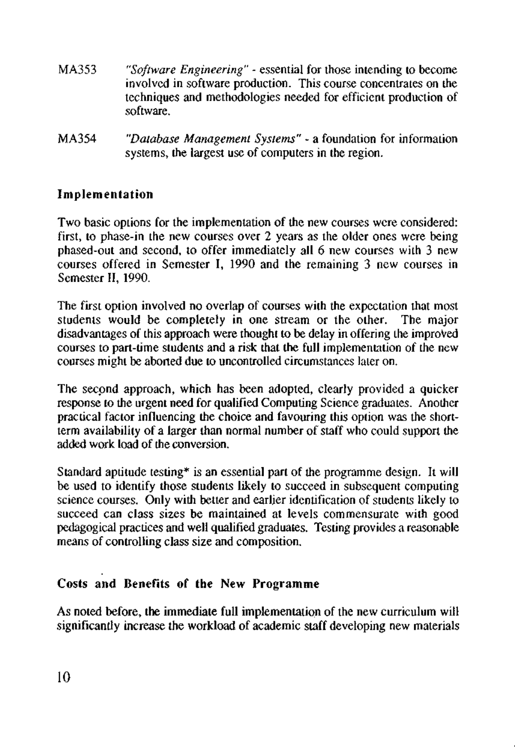MA353 *"Software Engineering"* - essential for those intending to become involved in software production. This course concentrates on the techniques and methodologies needed for efficient production of software.

MA354 *"Database Management Systems"* - a foundation for information systems, the largest use of computers in the region.

### Implementation

Two basic options for the implementation of the new courses were considered: first, to phase-in the new courses over 2 years as the older ones were being phased-out and second, to offer immediately all 6 new courses with 3 new courses offered in Semester I, 1990 and the remaining 3 new courses in Semester II, 1990.

The first option involved no overlap of courses with the expectation that most students would be completely in one stream or the other. The major disadvantages of this approach were thought to be delay in offering the improved courses to part-time students and a risk that the full implementation of the new courses might be aborted due to uncontrolled circumstances later on.

The second approach, which has been adopted, clearly provided a quicker response to the urgent need for qualified Computing Science graduates. Another practical factor influencing the choice and favouring this option was the short-term availability of a larger than normal number of staff who could support the added work load of the conversion.

Standard aptitude testing* is an essential part of the programme design. It will be used to identify those students likely to succeed in subsequent computing science courses. Only with better and earlier identification of students likely to succeed can class sizes be maintained at levels commensurate with good pedagogical practices and well qualified graduates. Testing provides a reasonable means of controlling class size and composition.

### Costs and Benefits of the New Programme

As noted before, the immediate full implementation of the new curriculum will significantly increase the workload of academic staff developing new materials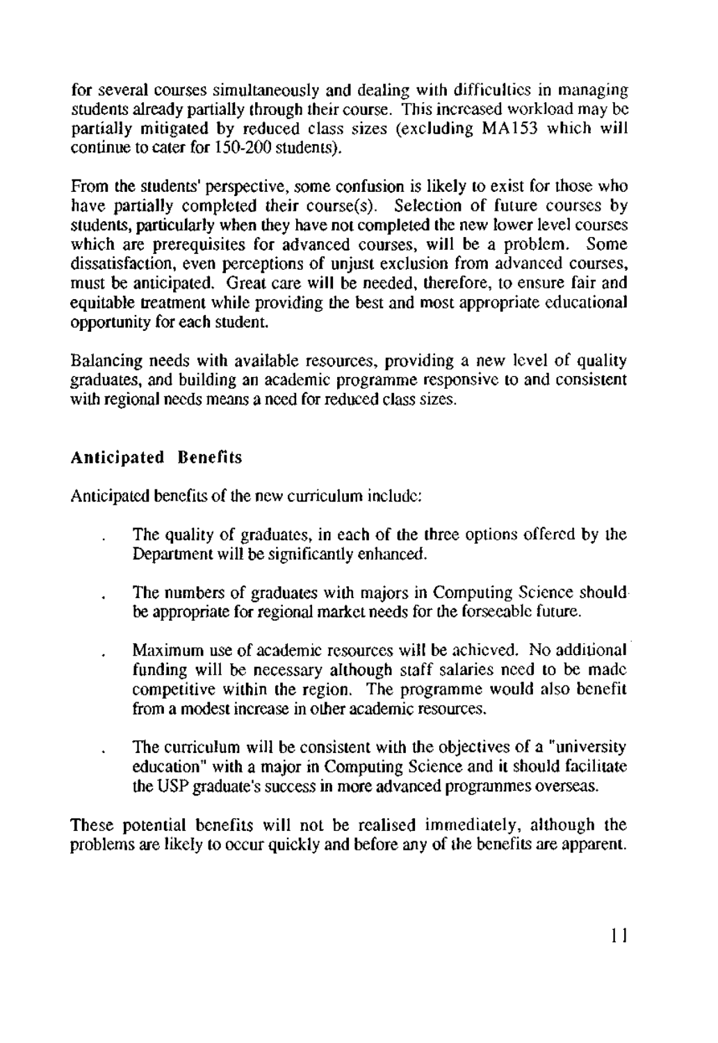for several courses simultaneously and dealing with difficulties in managing students already partially through their course. This increased workload may be partially mitigated by reduced class sizes (excluding MA153 which will continue to cater for 150-200 students).

From the students' perspective, some confusion is likely to exist for those who have partially completed their course(s). Selection of future courses by students, particularly when they have not completed the new lower level courses which are prerequisites for advanced courses, will be a problem. Some dissatisfaction, even perceptions of unjust exclusion from advanced courses, must be anticipated. Great care will be needed, therefore, to ensure fair and equitable treatment while providing the best and most appropriate educational opportunity for each student.

Balancing needs with available resources, providing a new level of quality graduates, and building an academic programme responsive to and consistent with regional needs means a need for reduced class sizes.

## Anticipated Benefits

Anticipated benefits of the new curriculum include:

- The quality of graduates, in each of the three options offered by the Department will be significantly enhanced.
- The numbers of graduates with majors in Computing Science should be appropriate for regional market needs for the forseeable future.
- Maximum use of academic resources will be achieved. No additional funding will be necessary although staff salaries need to be made competitive within the region. The programme would also benefit from a modest increase in other academic resources.
- The curriculum will be consistent with the objectives of a "university education" with a major in Computing Science and it should facilitate the USP graduate's success in more advanced programmes overseas.

These potential benefits will not be realised immediately, although the problems are likely to occur quickly and before any of the benefits are apparent.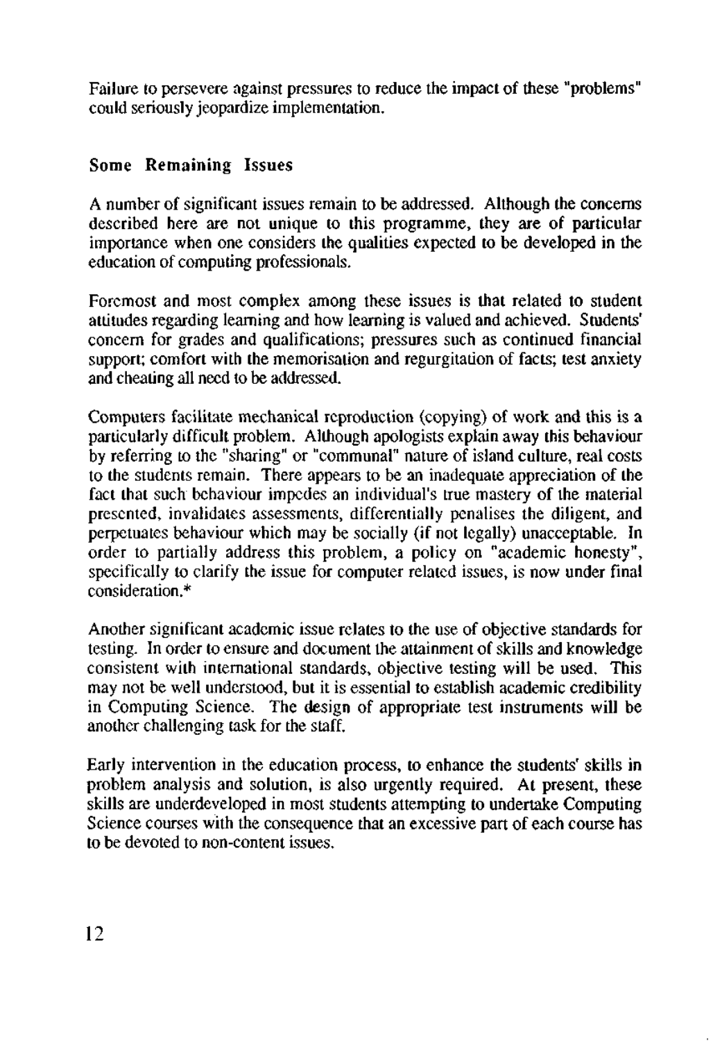Failure to persevere against pressures to reduce the impact of these "problems" could seriously jeopardize implementation.

## Some Remaining Issues

A number of significant issues remain to be addressed. Although the concerns described here are not unique to this programme, they are of particular importance when one considers the qualities expected to be developed in the education of computing professionals.

Foremost and most complex among these issues is that related to student attitudes regarding learning and how learning is valued and achieved. Students' concern for grades and qualifications; pressures such as continued financial support; comfort with the memorisation and regurgitation of facts; test anxiety and cheating all need to be addressed.

Computers facilitate mechanical reproduction (copying) of work and this is a particularly difficult problem. Although apologists explain away this behaviour by referring to the "sharing" or "communal" nature of island culture, real costs to the students remain. There appears to be an inadequate appreciation of the fact that such behaviour impedes an individual's true mastery of the material presented, invalidates assessments, differentially penalises the diligent, and perpetuates behaviour which may be socially (if not legally) unacceptable. In order to partially address this problem, a policy on "academic honesty", specifically to clarify the issue for computer related issues, is now under final consideration.*

Another significant academic issue relates to the use of objective standards for testing. In order to ensure and document the attainment of skills and knowledge consistent with international standards, objective testing will be used. This may not be well understood, but it is essential to establish academic credibility in Computing Science. The design of appropriate test instruments will be another challenging task for the staff.

Early intervention in the education process, to enhance the students' skills in problem analysis and solution, is also urgently required. At present, these skills are underdeveloped in most students attempting to undertake Computing Science courses with the consequence that an excessive part of each course has to be devoted to non-content issues.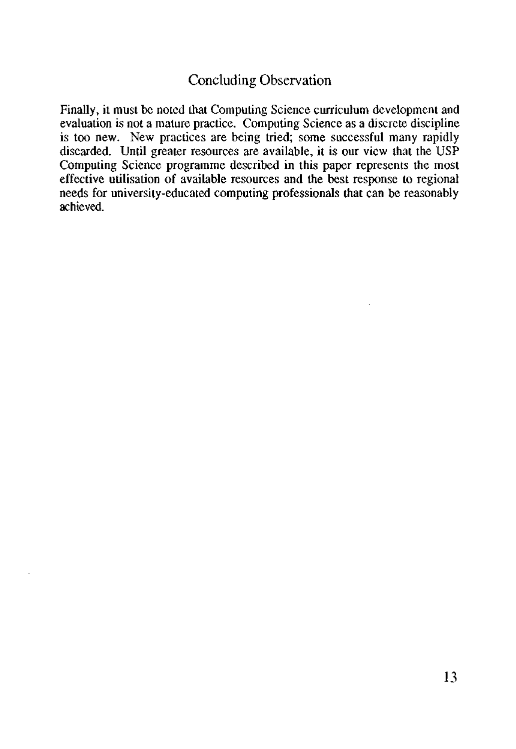## Concluding Observation

Finally, it must be noted that Computing Science curriculum development and evaluation is not a mature practice. Computing Science as a discrete discipline is too new. New practices are being tried; some successful many rapidly discarded. Until greater resources are available, it is our view that the USP Computing Science programme described in this paper represents the most effective utilisation of available resources and the best response to regional needs for university-educated computing professionals that can be reasonably achieved.